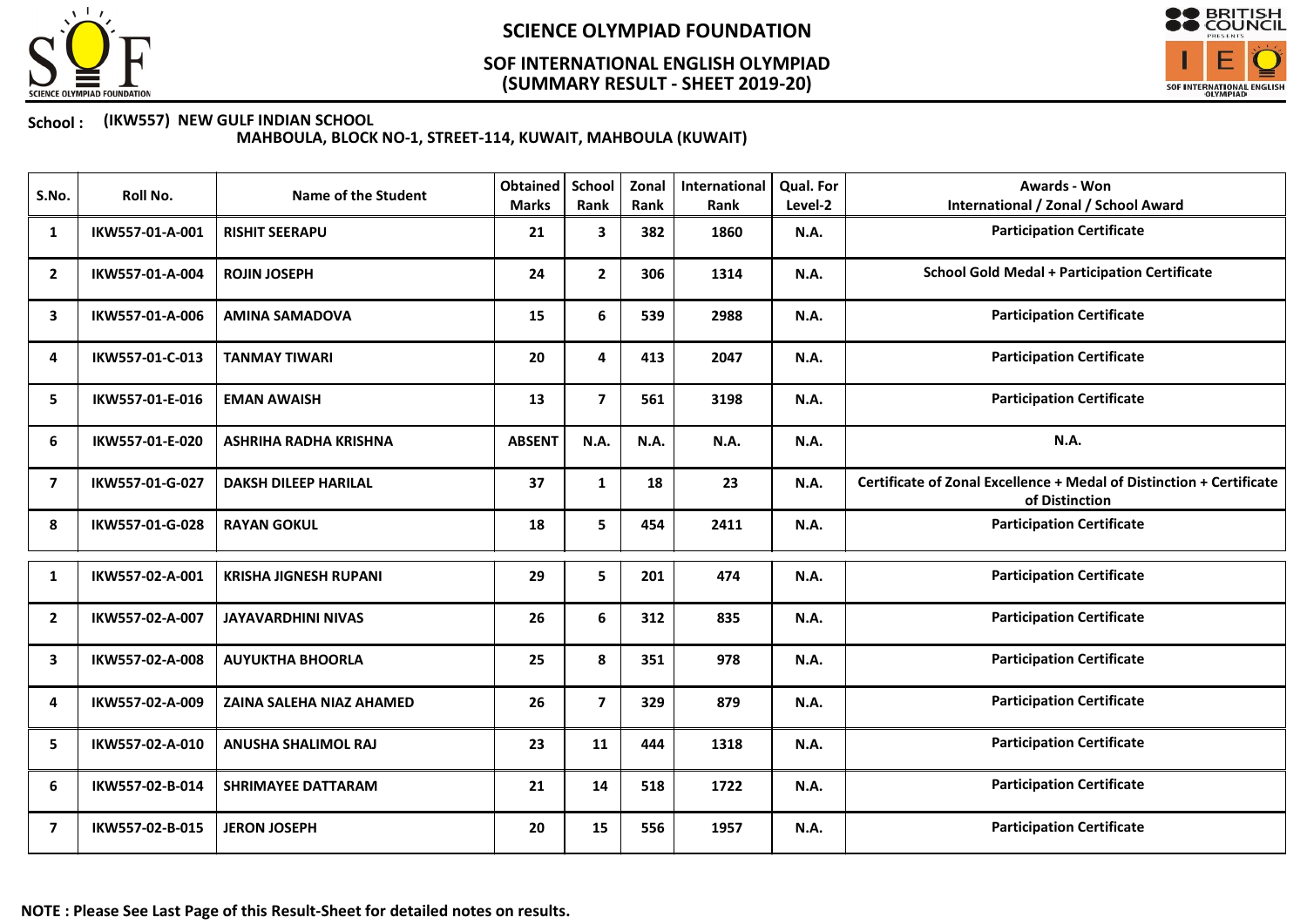# SCIENCE OLYMPIAD FOUNDATION

## SOF INTERNATIONAL ENGLISH OLYMPIAD
## (SUMMARY RESULT - SHEET 2019-20)

**School :** (IKW557) NEW GULF INDIAN SCHOOL
MAHBOULA, BLOCK NO-1, STREET-114, KUWAIT, MAHBOULA (KUWAIT)

| S.No. | Roll No. | Name of the Student | Obtained Marks | School Rank | Zonal Rank | International Rank | Qual. For Level-2 | Awards - Won International / Zonal / School Award |
|---|---|---|---|---|---|---|---|---|
| 1 | IKW557-01-A-001 | RISHIT SEERAPU | 21 | 3 | 382 | 1860 | N.A. | Participation Certificate |
| 2 | IKW557-01-A-004 | ROJIN JOSEPH | 24 | 2 | 306 | 1314 | N.A. | School Gold Medal + Participation Certificate |
| 3 | IKW557-01-A-006 | AMINA SAMADOVA | 15 | 6 | 539 | 2988 | N.A. | Participation Certificate |
| 4 | IKW557-01-C-013 | TANMAY TIWARI | 20 | 4 | 413 | 2047 | N.A. | Participation Certificate |
| 5 | IKW557-01-E-016 | EMAN AWAISH | 13 | 7 | 561 | 3198 | N.A. | Participation Certificate |
| 6 | IKW557-01-E-020 | ASHRIHA RADHA KRISHNA | ABSENT | N.A. | N.A. | N.A. | N.A. | N.A. |
| 7 | IKW557-01-G-027 | DAKSH DILEEP HARILAL | 37 | 1 | 18 | 23 | N.A. | Certificate of Zonal Excellence + Medal of Distinction + Certificate of Distinction |
| 8 | IKW557-01-G-028 | RAYAN GOKUL | 18 | 5 | 454 | 2411 | N.A. | Participation Certificate |
| 1 | IKW557-02-A-001 | KRISHA JIGNESH RUPANI | 29 | 5 | 201 | 474 | N.A. | Participation Certificate |
| 2 | IKW557-02-A-007 | JAYAVARDHINI NIVAS | 26 | 6 | 312 | 835 | N.A. | Participation Certificate |
| 3 | IKW557-02-A-008 | AUYUKTHA BHOORLA | 25 | 8 | 351 | 978 | N.A. | Participation Certificate |
| 4 | IKW557-02-A-009 | ZAINA SALEHA NIAZ AHAMED | 26 | 7 | 329 | 879 | N.A. | Participation Certificate |
| 5 | IKW557-02-A-010 | ANUSHA SHALIMOL RAJ | 23 | 11 | 444 | 1318 | N.A. | Participation Certificate |
| 6 | IKW557-02-B-014 | SHRIMAYEE DATTARAM | 21 | 14 | 518 | 1722 | N.A. | Participation Certificate |
| 7 | IKW557-02-B-015 | JERON JOSEPH | 20 | 15 | 556 | 1957 | N.A. | Participation Certificate |

**NOTE : Please See Last Page of this Result-Sheet for detailed notes on results.**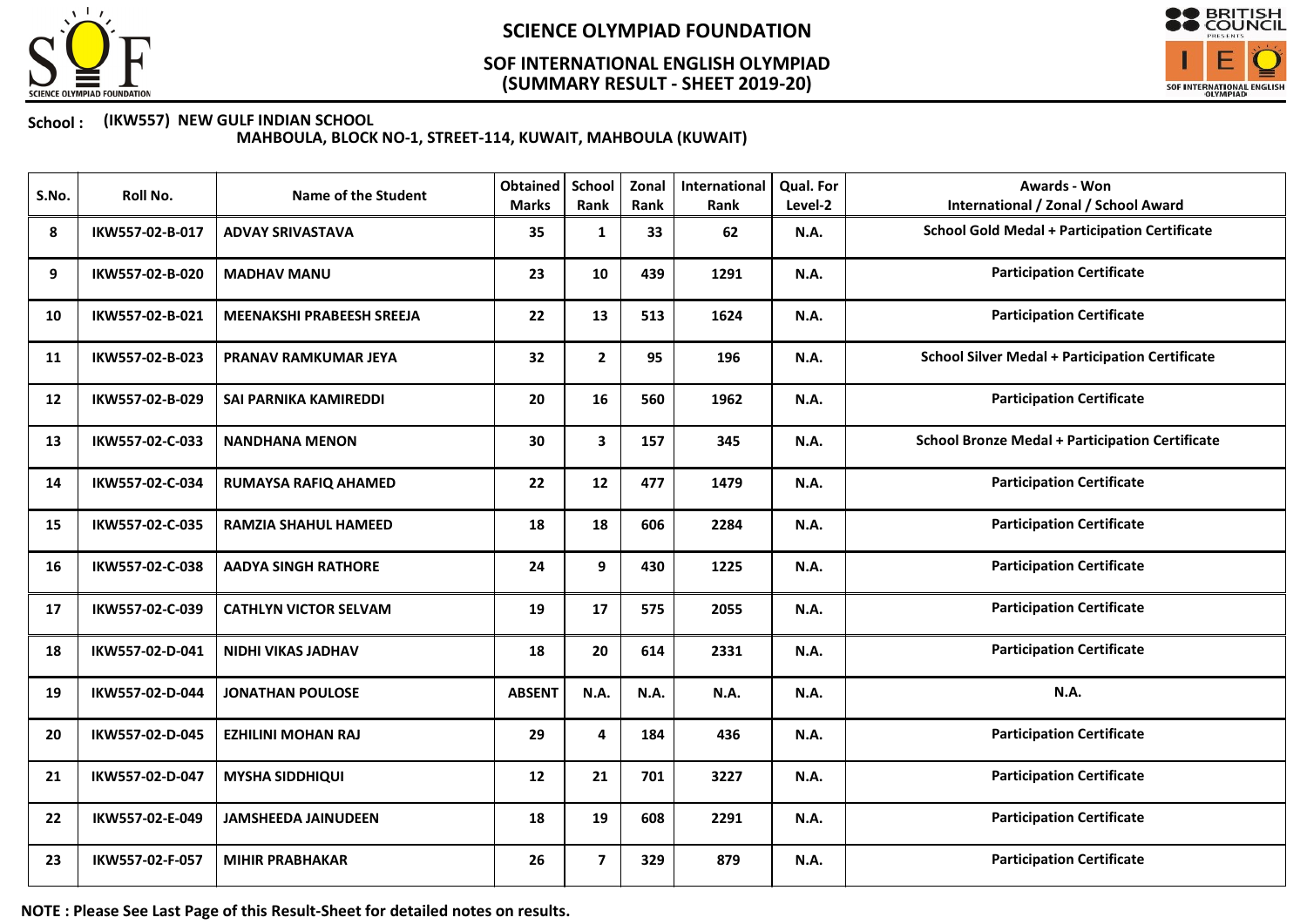# SCIENCE OLYMPIAD FOUNDATION

## SOF INTERNATIONAL ENGLISH OLYMPIAD
## (SUMMARY RESULT - SHEET 2019-20)

**School : (IKW557) NEW GULF INDIAN SCHOOL**
**MAHBOULA, BLOCK NO-1, STREET-114, KUWAIT, MAHBOULA (KUWAIT)**

| S.No. | Roll No. | Name of the Student | Obtained Marks | School Rank | Zonal Rank | International Rank | Qual. For Level-2 | Awards - Won International / Zonal / School Award |
|---|---|---|---|---|---|---|---|---|
| 8 | IKW557-02-B-017 | ADVAY SRIVASTAVA | 35 | 1 | 33 | 62 | N.A. | School Gold Medal + Participation Certificate |
| 9 | IKW557-02-B-020 | MADHAV MANU | 23 | 10 | 439 | 1291 | N.A. | Participation Certificate |
| 10 | IKW557-02-B-021 | MEENAKSHI PRABEESH SREEJA | 22 | 13 | 513 | 1624 | N.A. | Participation Certificate |
| 11 | IKW557-02-B-023 | PRANAV RAMKUMAR JEYA | 32 | 2 | 95 | 196 | N.A. | School Silver Medal + Participation Certificate |
| 12 | IKW557-02-B-029 | SAI PARNIKA KAMIREDDI | 20 | 16 | 560 | 1962 | N.A. | Participation Certificate |
| 13 | IKW557-02-C-033 | NANDHANA MENON | 30 | 3 | 157 | 345 | N.A. | School Bronze Medal + Participation Certificate |
| 14 | IKW557-02-C-034 | RUMAYSA RAFIQ AHAMED | 22 | 12 | 477 | 1479 | N.A. | Participation Certificate |
| 15 | IKW557-02-C-035 | RAMZIA SHAHUL HAMEED | 18 | 18 | 606 | 2284 | N.A. | Participation Certificate |
| 16 | IKW557-02-C-038 | AADYA SINGH RATHORE | 24 | 9 | 430 | 1225 | N.A. | Participation Certificate |
| 17 | IKW557-02-C-039 | CATHLYN VICTOR SELVAM | 19 | 17 | 575 | 2055 | N.A. | Participation Certificate |
| 18 | IKW557-02-D-041 | NIDHI VIKAS JADHAV | 18 | 20 | 614 | 2331 | N.A. | Participation Certificate |
| 19 | IKW557-02-D-044 | JONATHAN POULOSE | ABSENT | N.A. | N.A. | N.A. | N.A. | N.A. |
| 20 | IKW557-02-D-045 | EZHILINI MOHAN RAJ | 29 | 4 | 184 | 436 | N.A. | Participation Certificate |
| 21 | IKW557-02-D-047 | MYSHA SIDDHIQUI | 12 | 21 | 701 | 3227 | N.A. | Participation Certificate |
| 22 | IKW557-02-E-049 | JAMSHEEDA JAINUDEEN | 18 | 19 | 608 | 2291 | N.A. | Participation Certificate |
| 23 | IKW557-02-F-057 | MIHIR PRABHAKAR | 26 | 7 | 329 | 879 | N.A. | Participation Certificate |

**NOTE : Please See Last Page of this Result-Sheet for detailed notes on results.**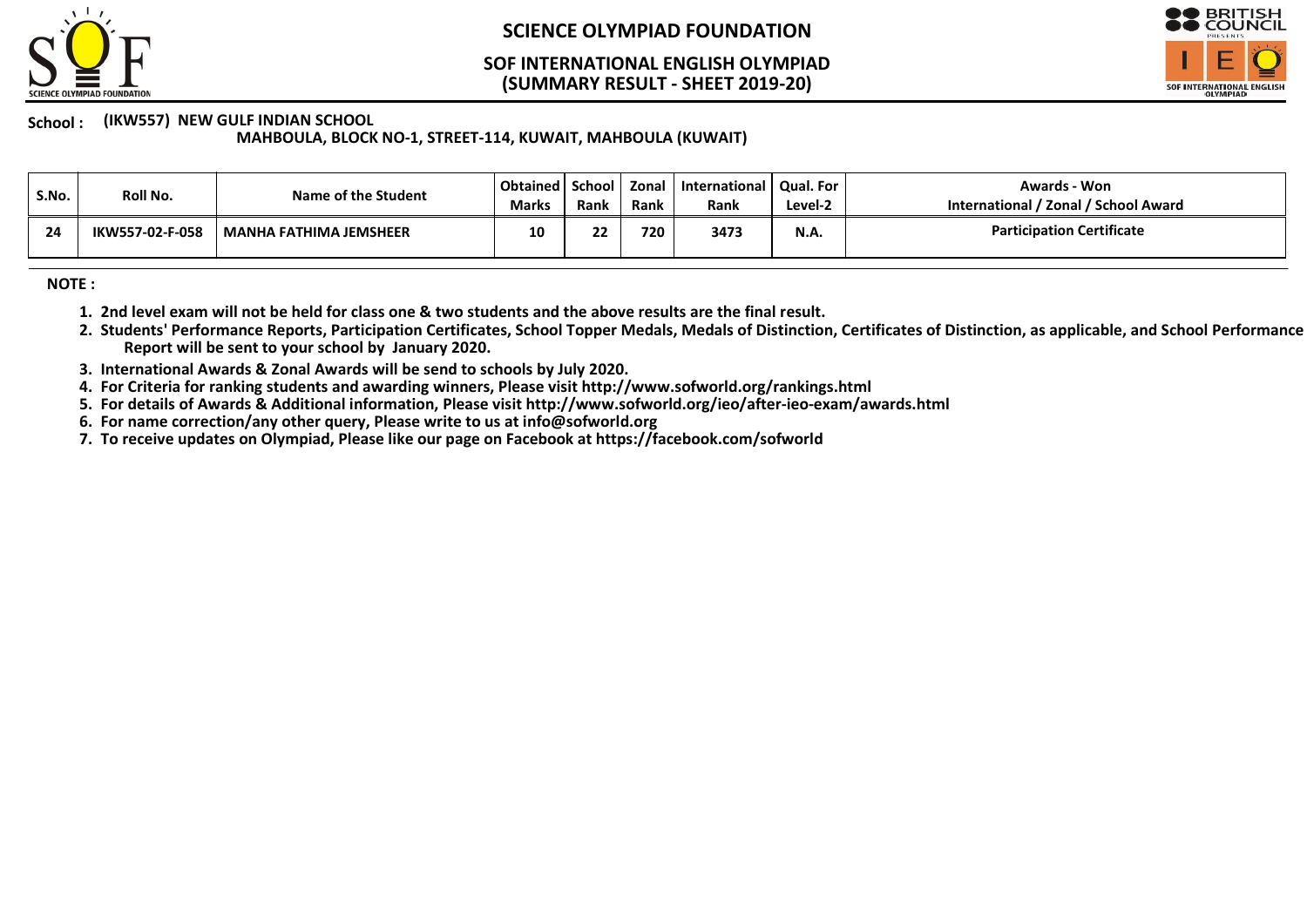# SCIENCE OLYMPIAD FOUNDATION

## SOF INTERNATIONAL ENGLISH OLYMPIAD
## (SUMMARY RESULT - SHEET 2019-20)

**School :** **(IKW557) NEW GULF INDIAN SCHOOL**
**MAHBOULA, BLOCK NO-1, STREET-114, KUWAIT, MAHBOULA (KUWAIT)**

| S.No. | Roll No. | Name of the Student | Obtained Marks | School Rank | Zonal Rank | International Rank | Qual. For Level-2 | Awards - Won International / Zonal / School Award |
|---|---|---|---|---|---|---|---|---|
| 24 | IKW557-02-F-058 | MANHA FATHIMA JEMSHEER | 10 | 22 | 720 | 3473 | N.A. | Participation Certificate |

**NOTE :**

1. 2nd level exam will not be held for class one & two students and the above results are the final result.
2. Students' Performance Reports, Participation Certificates, School Topper Medals, Medals of Distinction, Certificates of Distinction, as applicable, and School Performance Report will be sent to your school by January 2020.
3. International Awards & Zonal Awards will be send to schools by July 2020.
4. For Criteria for ranking students and awarding winners, Please visit http://www.sofworld.org/rankings.html
5. For details of Awards & Additional information, Please visit http://www.sofworld.org/ieo/after-ieo-exam/awards.html
6. For name correction/any other query, Please write to us at info@sofworld.org
7. To receive updates on Olympiad, Please like our page on Facebook at https://facebook.com/sofworld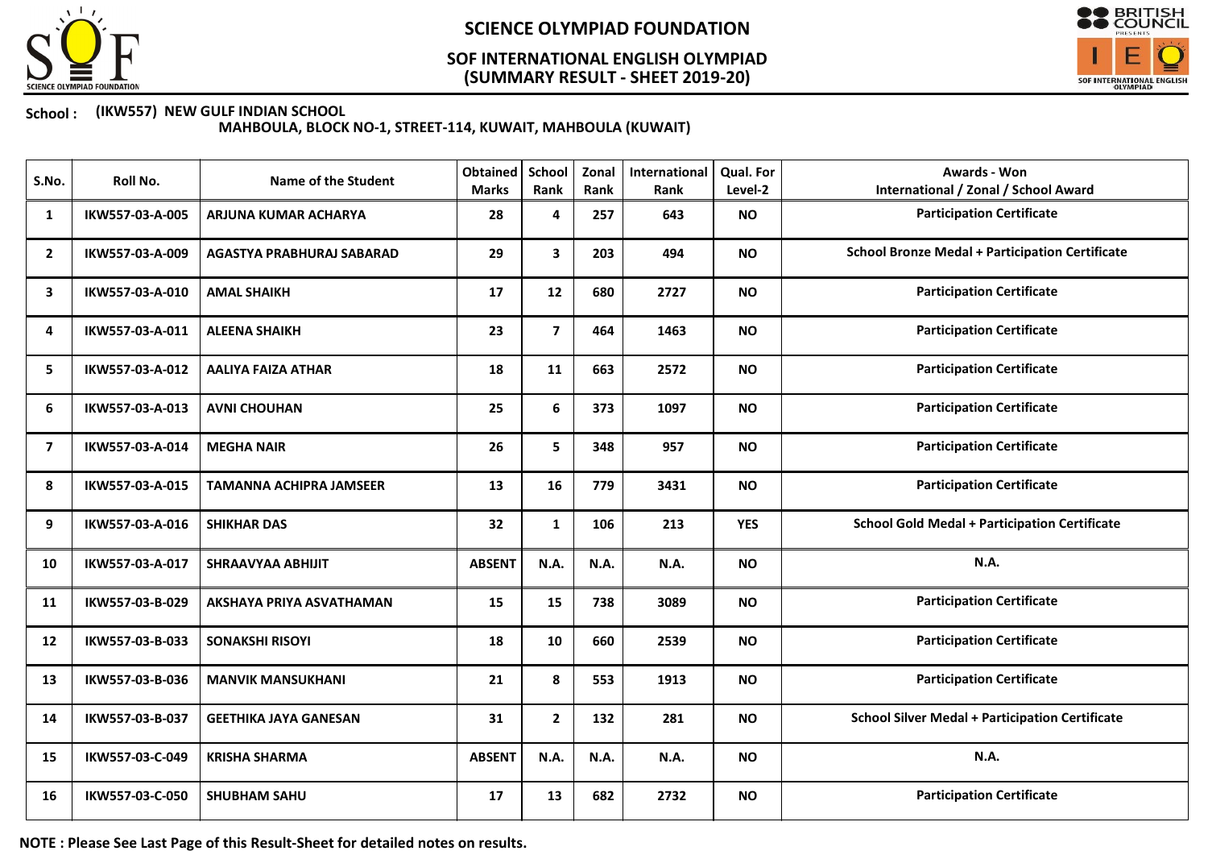# SCIENCE OLYMPIAD FOUNDATION

## SOF INTERNATIONAL ENGLISH OLYMPIAD
## (SUMMARY RESULT - SHEET 2019-20)

**School :** **(IKW557) NEW GULF INDIAN SCHOOL**
**MAHBOULA, BLOCK NO-1, STREET-114, KUWAIT, MAHBOULA (KUWAIT)**

| S.No. | Roll No. | Name of the Student | Obtained Marks | School Rank | Zonal Rank | International Rank | Qual. For Level-2 | Awards - Won International / Zonal / School Award |
|---|---|---|---|---|---|---|---|---|
| 1 | IKW557-03-A-005 | ARJUNA KUMAR ACHARYA | 28 | 4 | 257 | 643 | NO | Participation Certificate |
| 2 | IKW557-03-A-009 | AGASTYA PRABHURAJ SABARAD | 29 | 3 | 203 | 494 | NO | School Bronze Medal + Participation Certificate |
| 3 | IKW557-03-A-010 | AMAL SHAIKH | 17 | 12 | 680 | 2727 | NO | Participation Certificate |
| 4 | IKW557-03-A-011 | ALEENA SHAIKH | 23 | 7 | 464 | 1463 | NO | Participation Certificate |
| 5 | IKW557-03-A-012 | AALIYA FAIZA ATHAR | 18 | 11 | 663 | 2572 | NO | Participation Certificate |
| 6 | IKW557-03-A-013 | AVNI CHOUHAN | 25 | 6 | 373 | 1097 | NO | Participation Certificate |
| 7 | IKW557-03-A-014 | MEGHA NAIR | 26 | 5 | 348 | 957 | NO | Participation Certificate |
| 8 | IKW557-03-A-015 | TAMANNA ACHIPRA JAMSEER | 13 | 16 | 779 | 3431 | NO | Participation Certificate |
| 9 | IKW557-03-A-016 | SHIKHAR DAS | 32 | 1 | 106 | 213 | YES | School Gold Medal + Participation Certificate |
| 10 | IKW557-03-A-017 | SHRAAVYAA ABHIJIT | ABSENT | N.A. | N.A. | N.A. | NO | N.A. |
| 11 | IKW557-03-B-029 | AKSHAYA PRIYA ASVATHAMAN | 15 | 15 | 738 | 3089 | NO | Participation Certificate |
| 12 | IKW557-03-B-033 | SONAKSHI RISOYI | 18 | 10 | 660 | 2539 | NO | Participation Certificate |
| 13 | IKW557-03-B-036 | MANVIK MANSUKHANI | 21 | 8 | 553 | 1913 | NO | Participation Certificate |
| 14 | IKW557-03-B-037 | GEETHIKA JAYA GANESAN | 31 | 2 | 132 | 281 | NO | School Silver Medal + Participation Certificate |
| 15 | IKW557-03-C-049 | KRISHA SHARMA | ABSENT | N.A. | N.A. | N.A. | NO | N.A. |
| 16 | IKW557-03-C-050 | SHUBHAM SAHU | 17 | 13 | 682 | 2732 | NO | Participation Certificate |

**NOTE : Please See Last Page of this Result-Sheet for detailed notes on results.**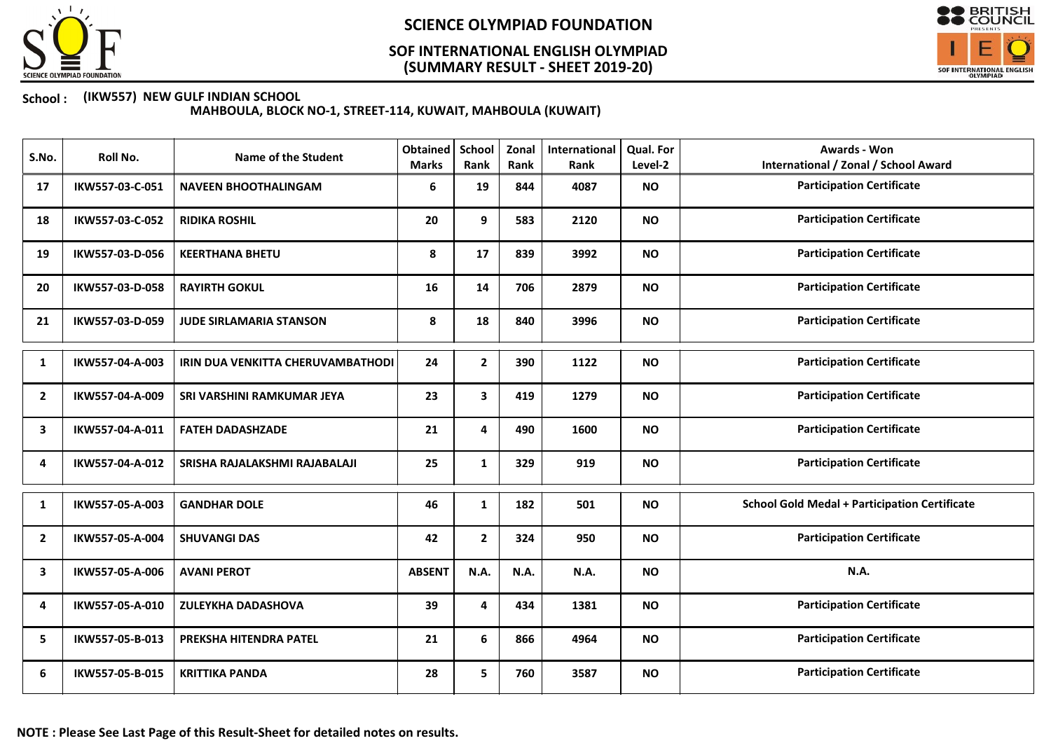# SCIENCE OLYMPIAD FOUNDATION

## SOF INTERNATIONAL ENGLISH OLYMPIAD
## (SUMMARY RESULT - SHEET 2019-20)

**School : (IKW557) NEW GULF INDIAN SCHOOL**
**MAHBOULA, BLOCK NO-1, STREET-114, KUWAIT, MAHBOULA (KUWAIT)**

| S.No. | Roll No. | Name of the Student | Obtained Marks | School Rank | Zonal Rank | International Rank | Qual. For Level-2 | Awards - Won International / Zonal / School Award |
|---|---|---|---|---|---|---|---|---|
| 17 | IKW557-03-C-051 | NAVEEN BHOOTHALINGAM | 6 | 19 | 844 | 4087 | NO | Participation Certificate |
| 18 | IKW557-03-C-052 | RIDIKA ROSHIL | 20 | 9 | 583 | 2120 | NO | Participation Certificate |
| 19 | IKW557-03-D-056 | KEERTHANA BHETU | 8 | 17 | 839 | 3992 | NO | Participation Certificate |
| 20 | IKW557-03-D-058 | RAYIRTH GOKUL | 16 | 14 | 706 | 2879 | NO | Participation Certificate |
| 21 | IKW557-03-D-059 | JUDE SIRLAMARIA STANSON | 8 | 18 | 840 | 3996 | NO | Participation Certificate |
| 1 | IKW557-04-A-003 | IRIN DUA VENKITTA CHERUVAMBATHODI | 24 | 2 | 390 | 1122 | NO | Participation Certificate |
| 2 | IKW557-04-A-009 | SRI VARSHINI RAMKUMAR JEYA | 23 | 3 | 419 | 1279 | NO | Participation Certificate |
| 3 | IKW557-04-A-011 | FATEH DADASHZADE | 21 | 4 | 490 | 1600 | NO | Participation Certificate |
| 4 | IKW557-04-A-012 | SRISHA RAJALAKSHMI RAJABALAJI | 25 | 1 | 329 | 919 | NO | Participation Certificate |
| 1 | IKW557-05-A-003 | GANDHAR DOLE | 46 | 1 | 182 | 501 | NO | School Gold Medal + Participation Certificate |
| 2 | IKW557-05-A-004 | SHUVANGI DAS | 42 | 2 | 324 | 950 | NO | Participation Certificate |
| 3 | IKW557-05-A-006 | AVANI PEROT | ABSENT | N.A. | N.A. | N.A. | NO | N.A. |
| 4 | IKW557-05-A-010 | ZULEYKHA DADASHOVA | 39 | 4 | 434 | 1381 | NO | Participation Certificate |
| 5 | IKW557-05-B-013 | PREKSHA HITENDRA PATEL | 21 | 6 | 866 | 4964 | NO | Participation Certificate |
| 6 | IKW557-05-B-015 | KRITTIKA PANDA | 28 | 5 | 760 | 3587 | NO | Participation Certificate |

**NOTE : Please See Last Page of this Result-Sheet for detailed notes on results.**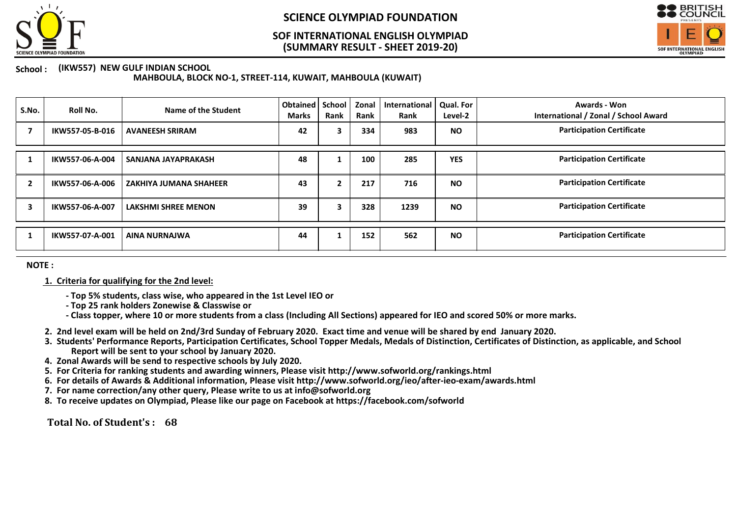# SCIENCE OLYMPIAD FOUNDATION

## SOF INTERNATIONAL ENGLISH OLYMPIAD
## (SUMMARY RESULT - SHEET 2019-20)

**School :** **(IKW557) NEW GULF INDIAN SCHOOL**
**MAHBOULA, BLOCK NO-1, STREET-114, KUWAIT, MAHBOULA (KUWAIT)**

| S.No. | Roll No. | Name of the Student | Obtained Marks | School Rank | Zonal Rank | International Rank | Qual. For Level-2 | Awards - Won International / Zonal / School Award |
|---|---|---|---|---|---|---|---|---|
| 7 | IKW557-05-B-016 | AVANEESH SRIRAM | 42 | 3 | 334 | 983 | NO | Participation Certificate |
| 1 | IKW557-06-A-004 | SANJANA JAYAPRAKASH | 48 | 1 | 100 | 285 | YES | Participation Certificate |
| 2 | IKW557-06-A-006 | ZAKHIYA JUMANA SHAHEER | 43 | 2 | 217 | 716 | NO | Participation Certificate |
| 3 | IKW557-06-A-007 | LAKSHMI SHREE MENON | 39 | 3 | 328 | 1239 | NO | Participation Certificate |
| 1 | IKW557-07-A-001 | AINA NURNAJWA | 44 | 1 | 152 | 562 | NO | Participation Certificate |

**NOTE :**

1. **Criteria for qualifying for the 2nd level:**
   - **Top 5% students, class wise, who appeared in the 1st Level IEO or**
   - **Top 25 rank holders Zonewise & Classwise or**
   - **Class topper, where 10 or more students from a class (Including All Sections) appeared for IEO and scored 50% or more marks.**
2. **2nd level exam will be held on 2nd/3rd Sunday of February 2020. Exact time and venue will be shared by end January 2020.**
3. **Students' Performance Reports, Participation Certificates, School Topper Medals, Medals of Distinction, Certificates of Distinction, as applicable, and School Report will be sent to your school by January 2020.**
4. **Zonal Awards will be send to respective schools by July 2020.**
5. **For Criteria for ranking students and awarding winners, Please visit http://www.sofworld.org/rankings.html**
6. **For details of Awards & Additional information, Please visit http://www.sofworld.org/ieo/after-ieo-exam/awards.html**
7. **For name correction/any other query, Please write to us at info@sofworld.org**
8. **To receive updates on Olympiad, Please like our page on Facebook at https://facebook.com/sofworld**

**Total No. of Student's : 68**